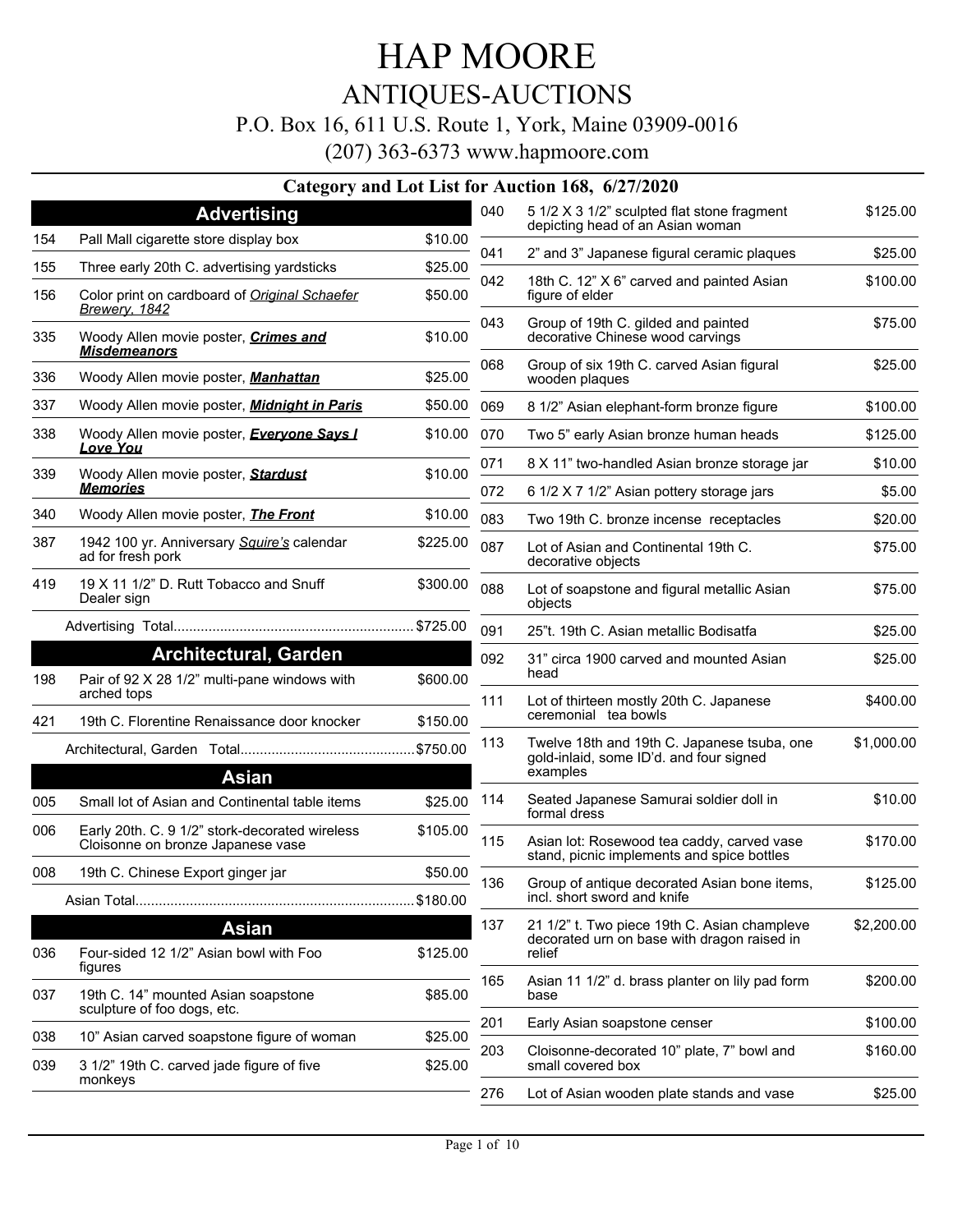# HAP MOORE

## ANTIQUES-AUCTIONS

P.O. Box 16, 611 U.S. Route 1, York, Maine 03909-0016

(207) 363-6373 www.hapmoore.com

### Category and Lot List for Auction 168, 6/27/2020

## Advertising

| | | |
|---|---|---|
| 154 | Pall Mall cigarette store display box | $10.00 |
| 155 | Three early 20th C. advertising yardsticks | $25.00 |
| 156 | Color print on cardboard of *Original Schaefer Brewery, 1842* | $50.00 |
| 335 | Woody Allen movie poster, ***Crimes and Misdemeanors*** | $10.00 |
| 336 | Woody Allen movie poster, ***Manhattan*** | $25.00 |
| 337 | Woody Allen movie poster, ***Midnight in Paris*** | $50.00 |
| 338 | Woody Allen movie poster, ***Everyone Says I Love You*** | $10.00 |
| 339 | Woody Allen movie poster, ***Stardust Memories*** | $10.00 |
| 340 | Woody Allen movie poster, ***The Front*** | $10.00 |
| 387 | 1942 100 yr. Anniversary *Squire's* calendar ad for fresh pork | $225.00 |
| 419 | 19 X 11 1/2" D. Rutt Tobacco and Snuff Dealer sign | $300.00 |
| | Advertising Total | $725.00 |

## Architectural, Garden

| | | |
|---|---|---|
| 198 | Pair of 92 X 28 1/2" multi-pane windows with arched tops | $600.00 |
| 421 | 19th C. Florentine Renaissance door knocker | $150.00 |
| | Architectural, Garden Total | $750.00 |

## Asian

| | | |
|---|---|---|
| 005 | Small lot of Asian and Continental table items | $25.00 |
| 006 | Early 20th. C. 9 1/2" stork-decorated wireless Cloisonne on bronze Japanese vase | $105.00 |
| 008 | 19th C. Chinese Export ginger jar | $50.00 |
| | Asian Total | $180.00 |

## Asian

| | | |
|---|---|---|
| 036 | Four-sided 12 1/2" Asian bowl with Foo figures | $125.00 |
| 037 | 19th C. 14" mounted Asian soapstone sculpture of foo dogs, etc. | $85.00 |
| 038 | 10" Asian carved soapstone figure of woman | $25.00 |
| 039 | 3 1/2" 19th C. carved jade figure of five monkeys | $25.00 |
| 040 | 5 1/2 X 3 1/2" sculpted flat stone fragment depicting head of an Asian woman | $125.00 |
| 041 | 2" and 3" Japanese figural ceramic plaques | $25.00 |
| 042 | 18th C. 12" X 6" carved and painted Asian figure of elder | $100.00 |
| 043 | Group of 19th C. gilded and painted decorative Chinese wood carvings | $75.00 |
| 068 | Group of six 19th C. carved Asian figural wooden plaques | $25.00 |
| 069 | 8 1/2" Asian elephant-form bronze figure | $100.00 |
| 070 | Two 5" early Asian bronze human heads | $125.00 |
| 071 | 8 X 11" two-handled Asian bronze storage jar | $10.00 |
| 072 | 6 1/2 X 7 1/2" Asian pottery storage jars | $5.00 |
| 083 | Two 19th C. bronze incense receptacles | $20.00 |
| 087 | Lot of Asian and Continental 19th C. decorative objects | $75.00 |
| 088 | Lot of soapstone and figural metallic Asian objects | $75.00 |
| 091 | 25"t. 19th C. Asian metallic Bodisatfa | $25.00 |
| 092 | 31" circa 1900 carved and mounted Asian head | $25.00 |
| 111 | Lot of thirteen mostly 20th C. Japanese ceremonial tea bowls | $400.00 |
| 113 | Twelve 18th and 19th C. Japanese tsuba, one gold-inlaid, some ID'd. and four signed examples | $1,000.00 |
| 114 | Seated Japanese Samurai soldier doll in formal dress | $10.00 |
| 115 | Asian lot: Rosewood tea caddy, carved vase stand, picnic implements and spice bottles | $170.00 |
| 136 | Group of antique decorated Asian bone items, incl. short sword and knife | $125.00 |
| 137 | 21 1/2" t. Two piece 19th C. Asian champleve decorated urn on base with dragon raised in relief | $2,200.00 |
| 165 | Asian 11 1/2" d. brass planter on lily pad form base | $200.00 |
| 201 | Early Asian soapstone censer | $100.00 |
| 203 | Cloisonne-decorated 10" plate, 7" bowl and small covered box | $160.00 |
| 276 | Lot of Asian wooden plate stands and vase | $25.00 |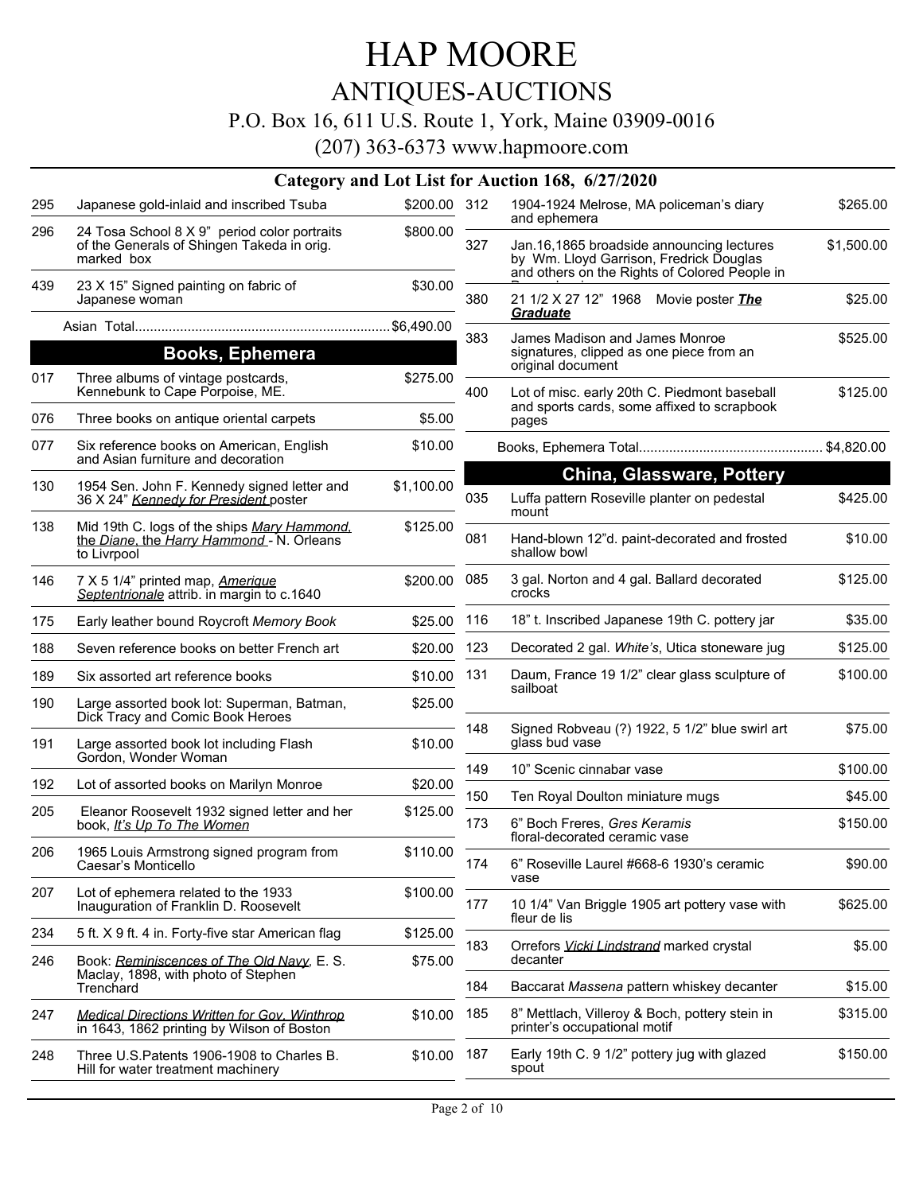# HAP MOORE

## ANTIQUES-AUCTIONS

P.O. Box 16, 611 U.S. Route 1, York, Maine 03909-0016

(207) 363-6373 www.hapmoore.com

### Category and Lot List for Auction 168, 6/27/2020

| | | |
|---|---|---|
| 295 | Japanese gold-inlaid and inscribed Tsuba | $200.00 |
| 296 | 24 Tosa School 8 X 9" period color portraits of the Generals of Shingen Takeda in orig. marked box | $800.00 |
| 439 | 23 X 15" Signed painting on fabric of Japanese woman | $30.00 |
| | Asian Total | $6,490.00 |

## Books, Ephemera

| | | |
|---|---|---|
| 017 | Three albums of vintage postcards, Kennebunk to Cape Porpoise, ME. | $275.00 |
| 076 | Three books on antique oriental carpets | $5.00 |
| 077 | Six reference books on American, English and Asian furniture and decoration | $10.00 |
| 130 | 1954 Sen. John F. Kennedy signed letter and 36 X 24" *Kennedy for President* poster | $1,100.00 |
| 138 | Mid 19th C. logs of the ships *Mary Hammond, the Diane, the Harry Hammond* - N. Orleans to Livrpool | $125.00 |
| 146 | 7 X 5 1/4" printed map, *Amerique Septentrionale* attrib. in margin to c.1640 | $200.00 |
| 175 | Early leather bound Roycroft *Memory Book* | $25.00 |
| 188 | Seven reference books on better French art | $20.00 |
| 189 | Six assorted art reference books | $10.00 |
| 190 | Large assorted book lot: Superman, Batman, Dick Tracy and Comic Book Heroes | $25.00 |
| 191 | Large assorted book lot including Flash Gordon, Wonder Woman | $10.00 |
| 192 | Lot of assorted books on Marilyn Monroe | $20.00 |
| 205 | Eleanor Roosevelt 1932 signed letter and her book, *It's Up To The Women* | $125.00 |
| 206 | 1965 Louis Armstrong signed program from Caesar's Monticello | $110.00 |
| 207 | Lot of ephemera related to the 1933 Inauguration of Franklin D. Roosevelt | $100.00 |
| 234 | 5 ft. X 9 ft. 4 in. Forty-five star American flag | $125.00 |
| 246 | Book: *Reminiscences of The Old Navy,* E. S. Maclay, 1898, with photo of Stephen Trenchard | $75.00 |
| 247 | *Medical Directions Written for Gov. Winthrop* in 1643, 1862 printing by Wilson of Boston | $10.00 |
| 248 | Three U.S.Patents 1906-1908 to Charles B. Hill for water treatment machinery | $10.00 |
| 312 | 1904-1924 Melrose, MA policeman's diary and ephemera | $265.00 |
| 327 | Jan.16,1865 broadside announcing lectures by Wm. Lloyd Garrison, Fredrick Douglas and others on the Rights of Colored People in ... | $1,500.00 |
| 380 | 21 1/2 X 27 12" 1968 Movie poster ***The Graduate*** | $25.00 |
| 383 | James Madison and James Monroe signatures, clipped as one piece from an original document | $525.00 |
| 400 | Lot of misc. early 20th C. Piedmont baseball and sports cards, some affixed to scrapbook pages | $125.00 |
| | Books, Ephemera Total | $4,820.00 |

## China, Glassware, Pottery

| | | |
|---|---|---|
| 035 | Luffa pattern Roseville planter on pedestal mount | $425.00 |
| 081 | Hand-blown 12"d. paint-decorated and frosted shallow bowl | $10.00 |
| 085 | 3 gal. Norton and 4 gal. Ballard decorated crocks | $125.00 |
| 116 | 18" t. Inscribed Japanese 19th C. pottery jar | $35.00 |
| 123 | Decorated 2 gal. *White's*, Utica stoneware jug | $125.00 |
| 131 | Daum, France 19 1/2" clear glass sculpture of sailboat | $100.00 |
| 148 | Signed Robveau (?) 1922, 5 1/2" blue swirl art glass bud vase | $75.00 |
| 149 | 10" Scenic cinnabar vase | $100.00 |
| 150 | Ten Royal Doulton miniature mugs | $45.00 |
| 173 | 6" Boch Freres, *Gres Keramis* floral-decorated ceramic vase | $150.00 |
| 174 | 6" Roseville Laurel #668-6 1930's ceramic vase | $90.00 |
| 177 | 10 1/4" Van Briggle 1905 art pottery vase with fleur de lis | $625.00 |
| 183 | Orrefors *Vicki Lindstrand* marked crystal decanter | $5.00 |
| 184 | Baccarat *Massena* pattern whiskey decanter | $15.00 |
| 185 | 8" Mettlach, Villeroy & Boch, pottery stein in printer's occupational motif | $315.00 |
| 187 | Early 19th C. 9 1/2" pottery jug with glazed spout | $150.00 |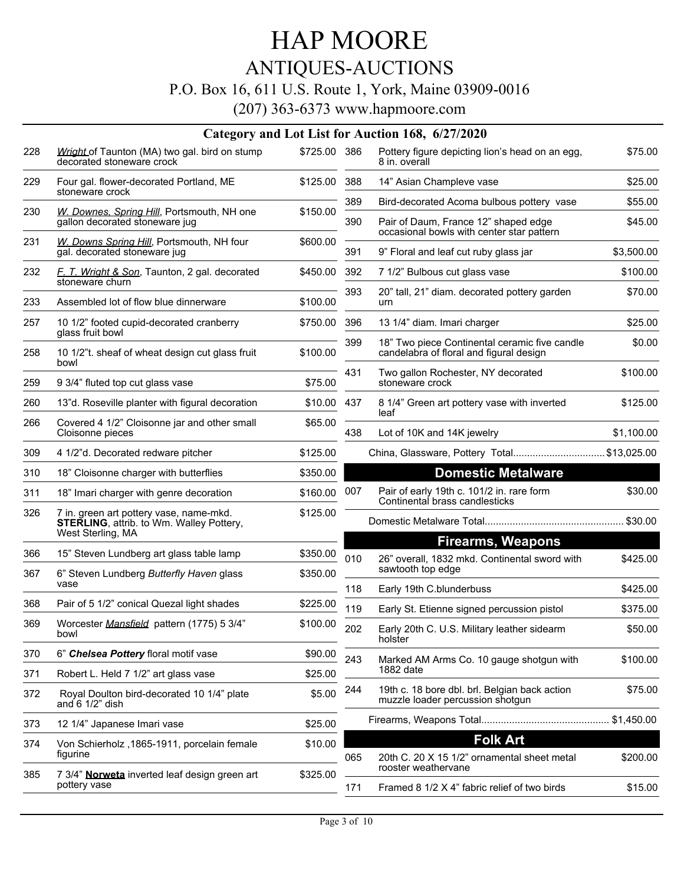# HAP MOORE

## ANTIQUES-AUCTIONS

P.O. Box 16, 611 U.S. Route 1, York, Maine 03909-0016

(207) 363-6373 www.hapmoore.com

### Category and Lot List for Auction 168, 6/27/2020

| | | |
|---|---|---|
| 228 | *Wright* of Taunton (MA) two gal. bird on stump decorated stoneware crock | $725.00 |
| 229 | Four gal. flower-decorated Portland, ME stoneware crock | $125.00 |
| 230 | *W. Downes, Spring Hill*, Portsmouth, NH one gallon decorated stoneware jug | $150.00 |
| 231 | *W. Downs Spring Hill*, Portsmouth, NH four gal. decorated stoneware jug | $600.00 |
| 232 | *F. T. Wright & Son*, Taunton, 2 gal. decorated stoneware churn | $450.00 |
| 233 | Assembled lot of flow blue dinnerware | $100.00 |
| 257 | 10 1/2" footed cupid-decorated cranberry glass fruit bowl | $750.00 |
| 258 | 10 1/2"t. sheaf of wheat design cut glass fruit bowl | $100.00 |
| 259 | 9 3/4" fluted top cut glass vase | $75.00 |
| 260 | 13"d. Roseville planter with figural decoration | $10.00 |
| 266 | Covered 4 1/2" Cloisonne jar and other small Cloisonne pieces | $65.00 |
| 309 | 4 1/2"d. Decorated redware pitcher | $125.00 |
| 310 | 18" Cloisonne charger with butterflies | $350.00 |
| 311 | 18" Imari charger with genre decoration | $160.00 |
| 326 | 7 in. green art pottery vase, name-mkd. **STERLING**, attrib. to Wm. Walley Pottery, West Sterling, MA | $125.00 |
| 366 | 15" Steven Lundberg art glass table lamp | $350.00 |
| 367 | 6" Steven Lundberg *Butterfly Haven* glass vase | $350.00 |
| 368 | Pair of 5 1/2" conical Quezal light shades | $225.00 |
| 369 | Worcester *Mansfield* pattern (1775) 5 3/4" bowl | $100.00 |
| 370 | 6" ***Chelsea Pottery*** floral motif vase | $90.00 |
| 371 | Robert L. Held 7 1/2" art glass vase | $25.00 |
| 372 | Royal Doulton bird-decorated 10 1/4" plate and 6 1/2" dish | $5.00 |
| 373 | 12 1/4" Japanese Imari vase | $25.00 |
| 374 | Von Schierholz ,1865-1911, porcelain female figurine | $10.00 |
| 385 | 7 3/4" **Norweta** inverted leaf design green art pottery vase | $325.00 |
| 386 | Pottery figure depicting lion's head on an egg, 8 in. overall | $75.00 |
| 388 | 14" Asian Champleve vase | $25.00 |
| 389 | Bird-decorated Acoma bulbous pottery vase | $55.00 |
| 390 | Pair of Daum, France 12" shaped edge occasional bowls with center star pattern | $45.00 |
| 391 | 9" Floral and leaf cut ruby glass jar | $3,500.00 |
| 392 | 7 1/2" Bulbous cut glass vase | $100.00 |
| 393 | 20" tall, 21" diam. decorated pottery garden urn | $70.00 |
| 396 | 13 1/4" diam. Imari charger | $25.00 |
| 399 | 18" Two piece Continental ceramic five candle candelabra of floral and figural design | $0.00 |
| 431 | Two gallon Rochester, NY decorated stoneware crock | $100.00 |
| 437 | 8 1/4" Green art pottery vase with inverted leaf | $125.00 |
| 438 | Lot of 10K and 14K jewelry | $1,100.00 |

China, Glassware, Pottery Total................................ $13,025.00

## Domestic Metalware

| | | |
|---|---|---|
| 007 | Pair of early 19th c. 101/2 in. rare form Continental brass candlesticks | $30.00 |

Domestic Metalware Total................................................ $30.00

## Firearms, Weapons

| | | |
|---|---|---|
| 010 | 26" overall, 1832 mkd. Continental sword with sawtooth top edge | $425.00 |
| 118 | Early 19th C.blunderbuss | $425.00 |
| 119 | Early St. Etienne signed percussion pistol | $375.00 |
| 202 | Early 20th C. U.S. Military leather sidearm holster | $50.00 |
| 243 | Marked AM Arms Co. 10 gauge shotgun with 1882 date | $100.00 |
| 244 | 19th c. 18 bore dbl. brl. Belgian back action muzzle loader percussion shotgun | $75.00 |

Firearms, Weapons Total............................................. $1,450.00

## Folk Art

| | | |
|---|---|---|
| 065 | 20th C. 20 X 15 1/2" ornamental sheet metal rooster weathervane | $200.00 |
| 171 | Framed 8 1/2 X 4" fabric relief of two birds | $15.00 |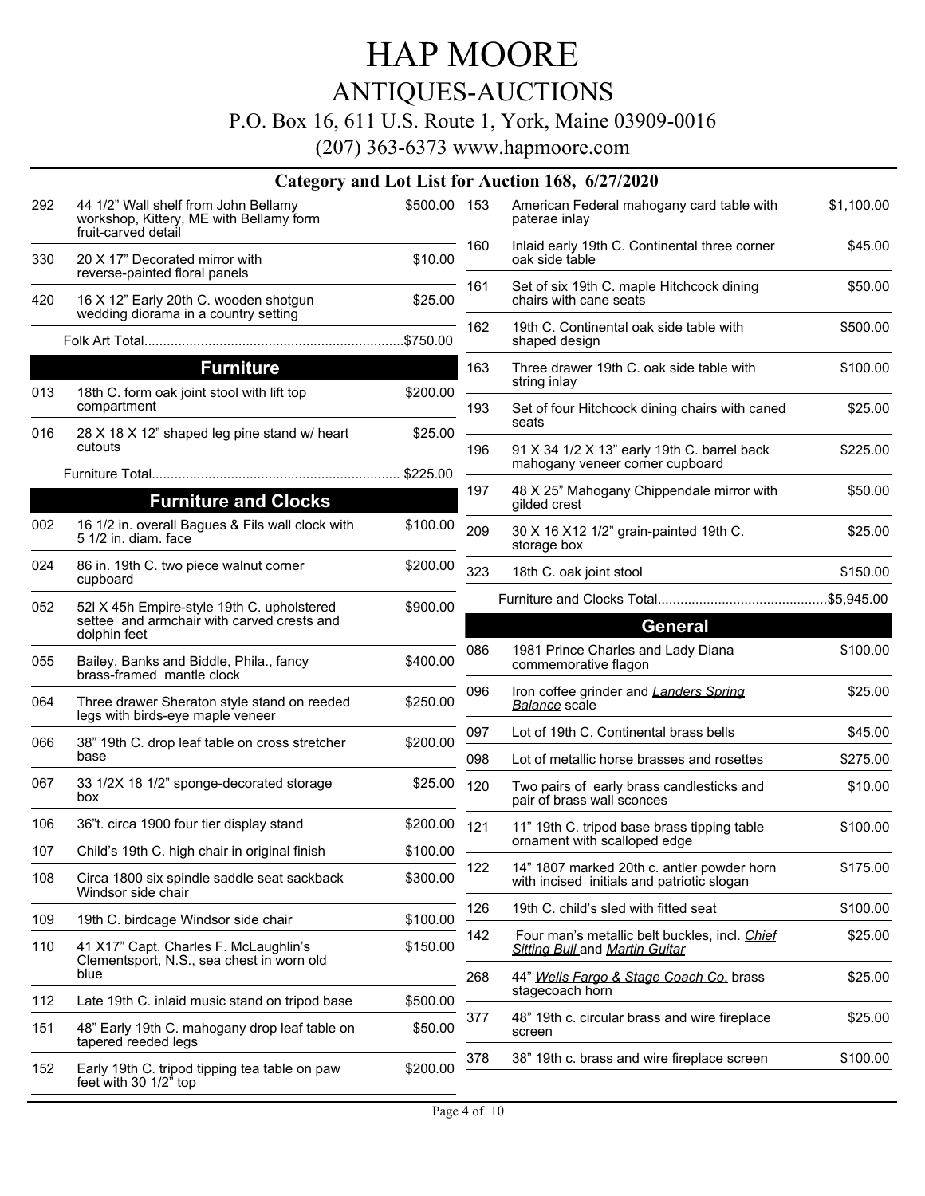# HAP MOORE

## ANTIQUES-AUCTIONS

P.O. Box 16, 611 U.S. Route 1, York, Maine 03909-0016

(207) 363-6373 www.hapmoore.com

### Category and Lot List for Auction 168, 6/27/2020

| | | |
|---|---|---|
| 292 | 44 1/2" Wall shelf from John Bellamy workshop, Kittery, ME with Bellamy form fruit-carved detail | $500.00 |
| 330 | 20 X 17" Decorated mirror with reverse-painted floral panels | $10.00 |
| 420 | 16 X 12" Early 20th C. wooden shotgun wedding diorama in a country setting | $25.00 |

Folk Art Total....................................................................$750.00

## Furniture

| | | |
|---|---|---|
| 013 | 18th C. form oak joint stool with lift top compartment | $200.00 |
| 016 | 28 X 18 X 12" shaped leg pine stand w/ heart cutouts | $25.00 |

Furniture Total................................................................. $225.00

## Furniture and Clocks

| | | |
|---|---|---|
| 002 | 16 1/2 in. overall Bagues & Fils wall clock with 5 1/2 in. diam. face | $100.00 |
| 024 | 86 in. 19th C. two piece walnut corner cupboard | $200.00 |
| 052 | 52l X 45h Empire-style 19th C. upholstered settee and armchair with carved crests and dolphin feet | $900.00 |
| 055 | Bailey, Banks and Biddle, Phila., fancy brass-framed mantle clock | $400.00 |
| 064 | Three drawer Sheraton style stand on reeded legs with birds-eye maple veneer | $250.00 |
| 066 | 38" 19th C. drop leaf table on cross stretcher base | $200.00 |
| 067 | 33 1/2X 18 1/2" sponge-decorated storage box | $25.00 |
| 106 | 36"t. circa 1900 four tier display stand | $200.00 |
| 107 | Child's 19th C. high chair in original finish | $100.00 |
| 108 | Circa 1800 six spindle saddle seat sackback Windsor side chair | $300.00 |
| 109 | 19th C. birdcage Windsor side chair | $100.00 |
| 110 | 41 X17" Capt. Charles F. McLaughlin's Clementsport, N.S., sea chest in worn old blue | $150.00 |
| 112 | Late 19th C. inlaid music stand on tripod base | $500.00 |
| 151 | 48" Early 19th C. mahogany drop leaf table on tapered reeded legs | $50.00 |
| 152 | Early 19th C. tripod tipping tea table on paw feet with 30 1/2" top | $200.00 |
| 153 | American Federal mahogany card table with paterae inlay | $1,100.00 |
| 160 | Inlaid early 19th C. Continental three corner oak side table | $45.00 |
| 161 | Set of six 19th C. maple Hitchcock dining chairs with cane seats | $50.00 |
| 162 | 19th C. Continental oak side table with shaped design | $500.00 |
| 163 | Three drawer 19th C. oak side table with string inlay | $100.00 |
| 193 | Set of four Hitchcock dining chairs with caned seats | $25.00 |
| 196 | 91 X 34 1/2 X 13" early 19th C. barrel back mahogany veneer corner cupboard | $225.00 |
| 197 | 48 X 25" Mahogany Chippendale mirror with gilded crest | $50.00 |
| 209 | 30 X 16 X12 1/2" grain-painted 19th C. storage box | $25.00 |
| 323 | 18th C. oak joint stool | $150.00 |

Furniture and Clocks Total............................................$5,945.00

## General

| | | |
|---|---|---|
| 086 | 1981 Prince Charles and Lady Diana commemorative flagon | $100.00 |
| 096 | Iron coffee grinder and ***Landers Spring Balance*** scale | $25.00 |
| 097 | Lot of 19th C. Continental brass bells | $45.00 |
| 098 | Lot of metallic horse brasses and rosettes | $275.00 |
| 120 | Two pairs of early brass candlesticks and pair of brass wall sconces | $10.00 |
| 121 | 11" 19th C. tripod base brass tipping table ornament with scalloped edge | $100.00 |
| 122 | 14" 1807 marked 20th c. antler powder horn with incised initials and patriotic slogan | $175.00 |
| 126 | 19th C. child's sled with fitted seat | $100.00 |
| 142 | Four man's metallic belt buckles, incl. ***Chief Sitting Bull*** and ***Martin Guitar*** | $25.00 |
| 268 | 44" ***Wells Fargo & Stage Coach Co.*** brass stagecoach horn | $25.00 |
| 377 | 48" 19th c. circular brass and wire fireplace screen | $25.00 |
| 378 | 38" 19th c. brass and wire fireplace screen | $100.00 |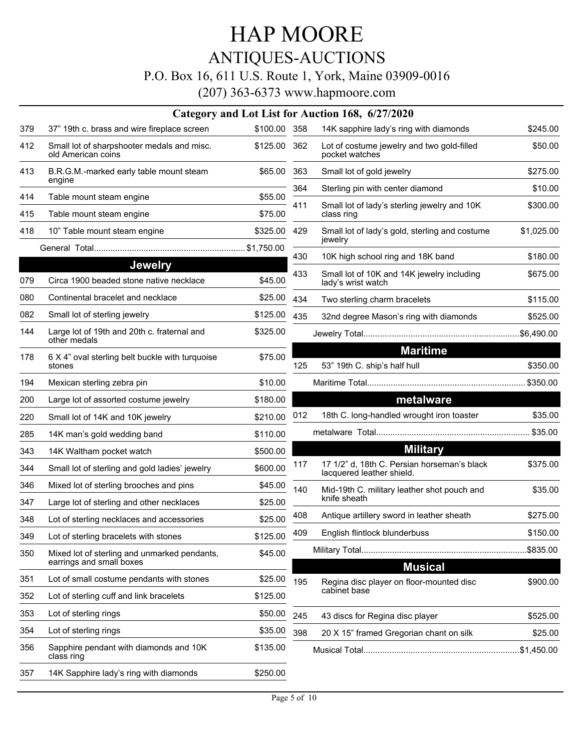# HAP MOORE

## ANTIQUES-AUCTIONS

P.O. Box 16, 611 U.S. Route 1, York, Maine 03909-0016

(207) 363-6373 www.hapmoore.com

### Category and Lot List for Auction 168, 6/27/2020

| | | |
|---|---|---|
| 379 | 37" 19th c. brass and wire fireplace screen | $100.00 |
| 412 | Small lot of sharpshooter medals and misc. old American coins | $125.00 |
| 413 | B.R.G.M.-marked early table mount steam engine | $65.00 |
| 414 | Table mount steam engine | $55.00 |
| 415 | Table mount steam engine | $75.00 |
| 418 | 10" Table mount steam engine | $325.00 |

General Total................................................................ $1,750.00

## Jewelry

| | | |
|---|---|---|
| 079 | Circa 1900 beaded stone native necklace | $45.00 |
| 080 | Continental bracelet and necklace | $25.00 |
| 082 | Small lot of sterling jewelry | $125.00 |
| 144 | Large lot of 19th and 20th c. fraternal and other medals | $325.00 |
| 178 | 6 X 4" oval sterling belt buckle with turquoise stones | $75.00 |
| 194 | Mexican sterling zebra pin | $10.00 |
| 200 | Large lot of assorted costume jewelry | $180.00 |
| 220 | Small lot of 14K and 10K jewelry | $210.00 |
| 285 | 14K man's gold wedding band | $110.00 |
| 343 | 14K Waltham pocket watch | $500.00 |
| 344 | Small lot of sterling and gold ladies' jewelry | $600.00 |
| 346 | Mixed lot of sterling brooches and pins | $45.00 |
| 347 | Large lot of sterling and other necklaces | $25.00 |
| 348 | Lot of sterling necklaces and accessories | $25.00 |
| 349 | Lot of sterling bracelets with stones | $125.00 |
| 350 | Mixed lot of sterling and unmarked pendants, earrings and small boxes | $45.00 |
| 351 | Lot of small costume pendants with stones | $25.00 |
| 352 | Lot of sterling cuff and link bracelets | $125.00 |
| 353 | Lot of sterling rings | $50.00 |
| 354 | Lot of sterling rings | $35.00 |
| 356 | Sapphire pendant with diamonds and 10K class ring | $135.00 |
| 357 | 14K Sapphire lady's ring with diamonds | $250.00 |
| 358 | 14K sapphire lady's ring with diamonds | $245.00 |
| 362 | Lot of costume jewelry and two gold-filled pocket watches | $50.00 |
| 363 | Small lot of gold jewelry | $275.00 |
| 364 | Sterling pin with center diamond | $10.00 |
| 411 | Small lot of lady's sterling jewelry and 10K class ring | $300.00 |
| 429 | Small lot of lady's gold, sterling and costume jewelry | $1,025.00 |
| 430 | 10K high school ring and 18K band | $180.00 |
| 433 | Small lot of 10K and 14K jewelry including lady's wrist watch | $675.00 |
| 434 | Two sterling charm bracelets | $115.00 |
| 435 | 32nd degree Mason's ring with diamonds | $525.00 |

Jewelry Total.................................................................$6,490.00

## Maritime

| | | |
|---|---|---|
| 125 | 53" 19th C. ship's half hull | $350.00 |

Maritime Total.................................................................. $350.00

## metalware

| | | |
|---|---|---|
| 012 | 18th C. long-handled wrought iron toaster | $35.00 |

metalware Total................................................................ $35.00

## Military

| | | |
|---|---|---|
| 117 | 17 1/2" d, 18th C. Persian horseman's black lacquered leather shield. | $375.00 |
| 140 | Mid-19th C. military leather shot pouch and knife sheath | $35.00 |
| 408 | Antique artillery sword in leather sheath | $275.00 |
| 409 | English flintlock blunderbuss | $150.00 |

Military Total.....................................................................$835.00

## Musical

| | | |
|---|---|---|
| 195 | Regina disc player on floor-mounted disc cabinet base | $900.00 |
| 245 | 43 discs for Regina disc player | $525.00 |
| 398 | 20 X 15" framed Gregorian chant on silk | $25.00 |

Musical Total.................................................................$1,450.00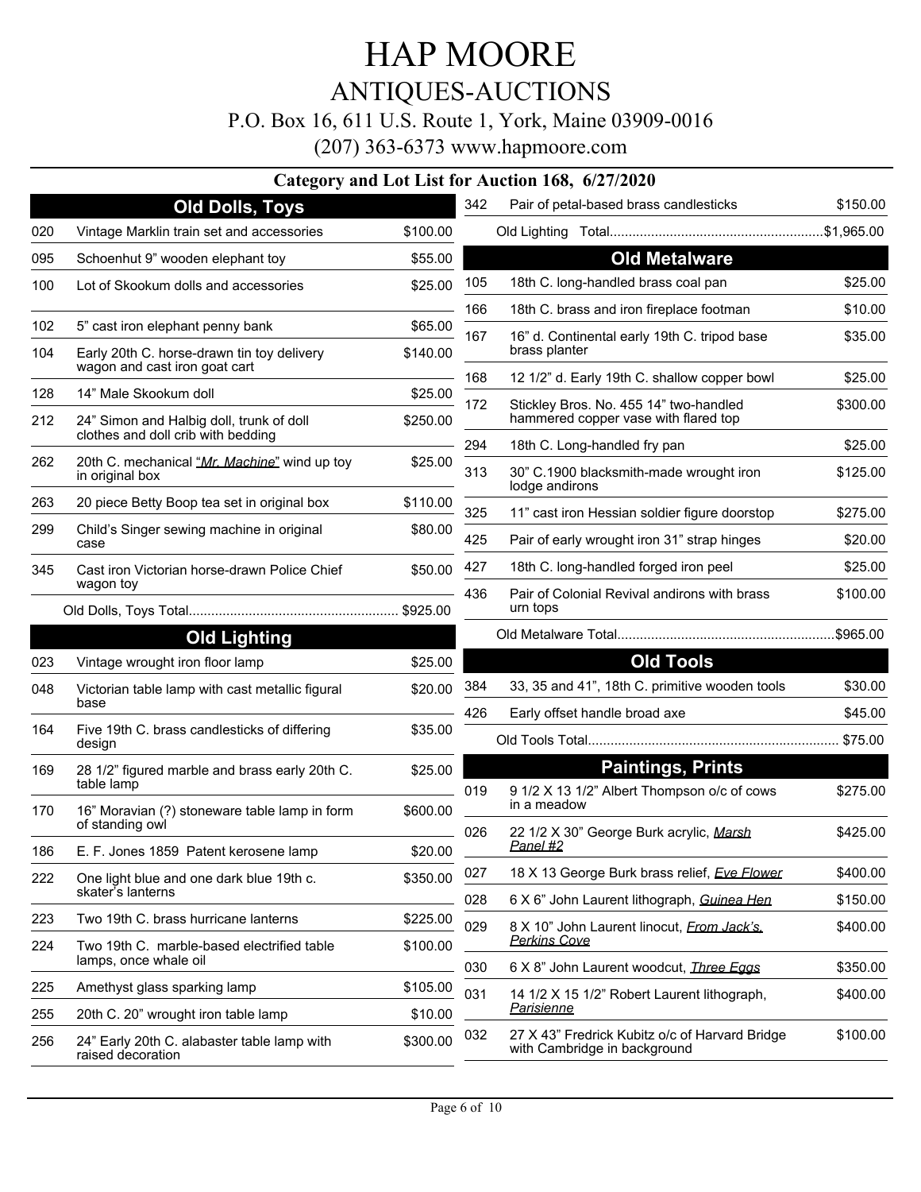# HAP MOORE

## ANTIQUES-AUCTIONS

P.O. Box 16, 611 U.S. Route 1, York, Maine 03909-0016

(207) 363-6373 www.hapmoore.com

### Category and Lot List for Auction 168, 6/27/2020

### Old Dolls, Toys

| Lot | Description | Price |
|---|---|---|
| 020 | Vintage Marklin train set and accessories | $100.00 |
| 095 | Schoenhut 9" wooden elephant toy | $55.00 |
| 100 | Lot of Skookum dolls and accessories | $25.00 |
| 102 | 5" cast iron elephant penny bank | $65.00 |
| 104 | Early 20th C. horse-drawn tin toy delivery wagon and cast iron goat cart | $140.00 |
| 128 | 14" Male Skookum doll | $25.00 |
| 212 | 24" Simon and Halbig doll, trunk of doll clothes and doll crib with bedding | $250.00 |
| 262 | 20th C. mechanical "*Mr. Machine*" wind up toy in original box | $25.00 |
| 263 | 20 piece Betty Boop tea set in original box | $110.00 |
| 299 | Child's Singer sewing machine in original case | $80.00 |
| 345 | Cast iron Victorian horse-drawn Police Chief wagon toy | $50.00 |
| | Old Dolls, Toys Total | $925.00 |

### Old Lighting

| Lot | Description | Price |
|---|---|---|
| 023 | Vintage wrought iron floor lamp | $25.00 |
| 048 | Victorian table lamp with cast metallic figural base | $20.00 |
| 164 | Five 19th C. brass candlesticks of differing design | $35.00 |
| 169 | 28 1/2" figured marble and brass early 20th C. table lamp | $25.00 |
| 170 | 16" Moravian (?) stoneware table lamp in form of standing owl | $600.00 |
| 186 | E. F. Jones 1859 Patent kerosene lamp | $20.00 |
| 222 | One light blue and one dark blue 19th c. skater's lanterns | $350.00 |
| 223 | Two 19th C. brass hurricane lanterns | $225.00 |
| 224 | Two 19th C. marble-based electrified table lamps, once whale oil | $100.00 |
| 225 | Amethyst glass sparking lamp | $105.00 |
| 255 | 20th C. 20" wrought iron table lamp | $10.00 |
| 256 | 24" Early 20th C. alabaster table lamp with raised decoration | $300.00 |
| 342 | Pair of petal-based brass candlesticks | $150.00 |
| | Old Lighting Total | $1,965.00 |

### Old Metalware

| Lot | Description | Price |
|---|---|---|
| 105 | 18th C. long-handled brass coal pan | $25.00 |
| 166 | 18th C. brass and iron fireplace footman | $10.00 |
| 167 | 16" d. Continental early 19th C. tripod base brass planter | $35.00 |
| 168 | 12 1/2" d. Early 19th C. shallow copper bowl | $25.00 |
| 172 | Stickley Bros. No. 455 14" two-handled hammered copper vase with flared top | $300.00 |
| 294 | 18th C. Long-handled fry pan | $25.00 |
| 313 | 30" C.1900 blacksmith-made wrought iron lodge andirons | $125.00 |
| 325 | 11" cast iron Hessian soldier figure doorstop | $275.00 |
| 425 | Pair of early wrought iron 31" strap hinges | $20.00 |
| 427 | 18th C. long-handled forged iron peel | $25.00 |
| 436 | Pair of Colonial Revival andirons with brass urn tops | $100.00 |
| | Old Metalware Total | $965.00 |

### Old Tools

| Lot | Description | Price |
|---|---|---|
| 384 | 33, 35 and 41", 18th C. primitive wooden tools | $30.00 |
| 426 | Early offset handle broad axe | $45.00 |
| | Old Tools Total | $75.00 |

### Paintings, Prints

| Lot | Description | Price |
|---|---|---|
| 019 | 9 1/2 X 13 1/2" Albert Thompson o/c of cows in a meadow | $275.00 |
| 026 | 22 1/2 X 30" George Burk acrylic, *Marsh Panel #2* | $425.00 |
| 027 | 18 X 13 George Burk brass relief, *Eve Flower* | $400.00 |
| 028 | 6 X 6" John Laurent lithograph, *Guinea Hen* | $150.00 |
| 029 | 8 X 10" John Laurent linocut, *From Jack's, Perkins Cove* | $400.00 |
| 030 | 6 X 8" John Laurent woodcut, *Three Eggs* | $350.00 |
| 031 | 14 1/2 X 15 1/2" Robert Laurent lithograph, *Parisienne* | $400.00 |
| 032 | 27 X 43" Fredrick Kubitz o/c of Harvard Bridge with Cambridge in background | $100.00 |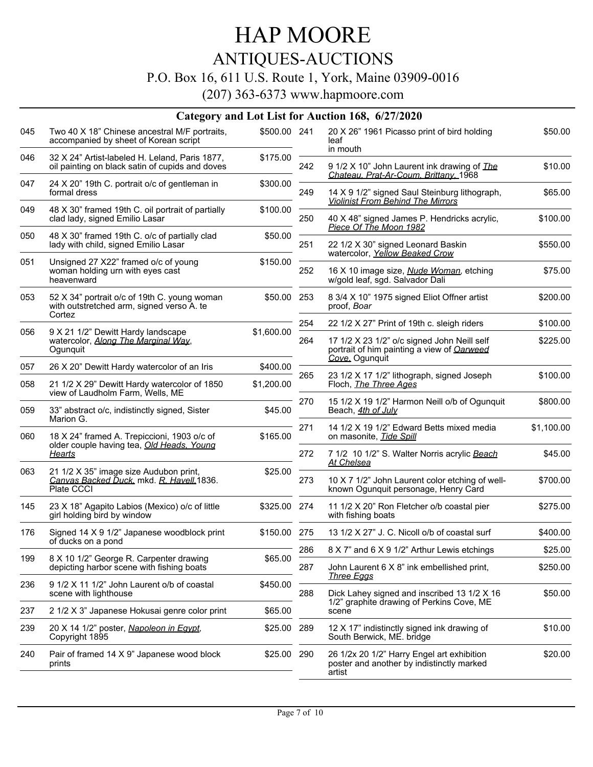# HAP MOORE

## ANTIQUES-AUCTIONS

P.O. Box 16, 611 U.S. Route 1, York, Maine 03909-0016

(207) 363-6373 www.hapmoore.com

### Category and Lot List for Auction 168, 6/27/2020

| | | |
|---|---|---|
| 045 | Two 40 X 18" Chinese ancestral M/F portraits, accompanied by sheet of Korean script | $500.00 |
| 046 | 32 X 24" Artist-labeled H. Leland, Paris 1877, oil painting on black satin of cupids and doves | $175.00 |
| 047 | 24 X 20" 19th C. portrait o/c of gentleman in formal dress | $300.00 |
| 049 | 48 X 30" framed 19th C. oil portrait of partially clad lady, signed Emilio Lasar | $100.00 |
| 050 | 48 X 30" framed 19th C. o/c of partially clad lady with child, signed Emilio Lasar | $50.00 |
| 051 | Unsigned 27 X22" framed o/c of young woman holding urn with eyes cast heavenward | $150.00 |
| 053 | 52 X 34" portrait o/c of 19th C. young woman with outstretched arm, signed verso A. te Cortez | $50.00 |
| 056 | 9 X 21 1/2" Dewitt Hardy landscape watercolor, *Along The Marginal Way*, Ogunquit | $1,600.00 |
| 057 | 26 X 20" Dewitt Hardy watercolor of an Iris | $400.00 |
| 058 | 21 1/2 X 29" Dewitt Hardy watercolor of 1850 view of Laudholm Farm, Wells, ME | $1,200.00 |
| 059 | 33" abstract o/c, indistinctly signed, Sister Marion G. | $45.00 |
| 060 | 18 X 24" framed A. Trepiccioni, 1903 o/c of older couple having tea, *Old Heads, Young Hearts* | $165.00 |
| 063 | 21 1/2 X 35" image size Audubon print, *Canvas Backed Duck*, mkd. *R. Havell*,1836. Plate CCCI | $25.00 |
| 145 | 23 X 18" Agapito Labios (Mexico) o/c of little girl holding bird by window | $325.00 |
| 176 | Signed 14 X 9 1/2" Japanese woodblock print of ducks on a pond | $150.00 |
| 199 | 8 X 10 1/2" George R. Carpenter drawing depicting harbor scene with fishing boats | $65.00 |
| 236 | 9 1/2 X 11 1/2" John Laurent o/b of coastal scene with lighthouse | $450.00 |
| 237 | 2 1/2 X 3" Japanese Hokusai genre color print | $65.00 |
| 239 | 20 X 14 1/2" poster, *Napoleon in Egypt*, Copyright 1895 | $25.00 |
| 240 | Pair of framed 14 X 9" Japanese wood block prints | $25.00 |
| 241 | 20 X 26" 1961 Picasso print of bird holding leaf in mouth | $50.00 |
| 242 | 9 1/2 X 10" John Laurent ink drawing of *The Chateau, Prat-Ar-Coum, Brittany*, 1968 | $10.00 |
| 249 | 14 X 9 1/2" signed Saul Steinburg lithograph, *Violinist From Behind The Mirrors* | $65.00 |
| 250 | 40 X 48" signed James P. Hendricks acrylic, *Piece Of The Moon 1982* | $100.00 |
| 251 | 22 1/2 X 30" signed Leonard Baskin watercolor, *Yellow Beaked Crow* | $550.00 |
| 252 | 16 X 10 image size, *Nude Woman*, etching w/gold leaf, sgd. Salvador Dali | $75.00 |
| 253 | 8 3/4 X 10" 1975 signed Eliot Offner artist proof, *Boar* | $200.00 |
| 254 | 22 1/2 X 27" Print of 19th c. sleigh riders | $100.00 |
| 264 | 17 1/2 X 23 1/2" o/c signed John Neill self portrait of him painting a view of *Oarweed Cove*, Ogunquit | $225.00 |
| 265 | 23 1/2 X 17 1/2" lithograph, signed Joseph Floch, *The Three Ages* | $100.00 |
| 270 | 15 1/2 X 19 1/2" Harmon Neill o/b of Ogunquit Beach, *4th of July* | $800.00 |
| 271 | 14 1/2 X 19 1/2" Edward Betts mixed media on masonite, *Tide Spill* | $1,100.00 |
| 272 | 7 1/2 10 1/2" S. Walter Norris acrylic *Beach At Chelsea* | $45.00 |
| 273 | 10 X 7 1/2" John Laurent color etching of well-known Ogunquit personage, Henry Card | $700.00 |
| 274 | 11 1/2 X 20" Ron Fletcher o/b coastal pier with fishing boats | $275.00 |
| 275 | 13 1/2 X 27" J. C. Nicoll o/b of coastal surf | $400.00 |
| 286 | 8 X 7" and 6 X 9 1/2" Arthur Lewis etchings | $25.00 |
| 287 | John Laurent 6 X 8" ink embellished print, *Three Eggs* | $250.00 |
| 288 | Dick Lahey signed and inscribed 13 1/2 X 16 1/2" graphite drawing of Perkins Cove, ME scene | $50.00 |
| 289 | 12 X 17" indistinctly signed ink drawing of South Berwick, ME. bridge | $10.00 |
| 290 | 26 1/2x 20 1/2" Harry Engel art exhibition poster and another by indistinctly marked artist | $20.00 |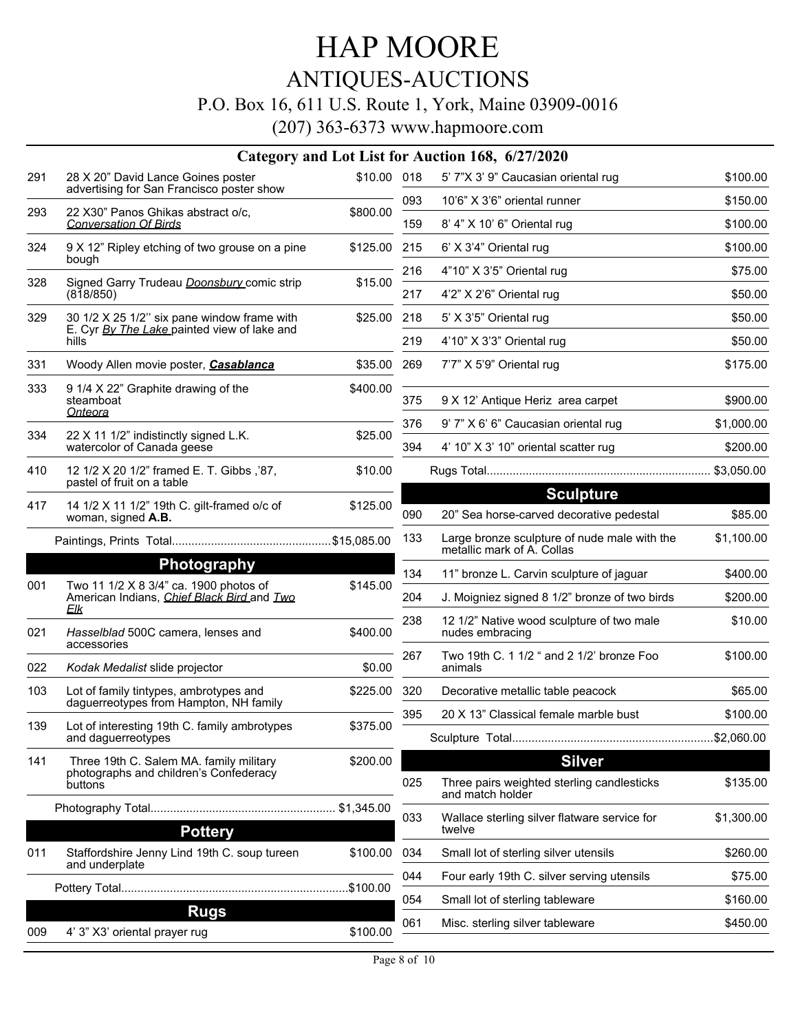# HAP MOORE

## ANTIQUES-AUCTIONS

P.O. Box 16, 611 U.S. Route 1, York, Maine 03909-0016

(207) 363-6373 www.hapmoore.com

### Category and Lot List for Auction 168, 6/27/2020

| | | |
|---|---|---|
| 291 | 28 X 20" David Lance Goines poster advertising for San Francisco poster show | $10.00 |
| 293 | 22 X30" Panos Ghikas abstract o/c, *Conversation Of Birds* | $800.00 |
| 324 | 9 X 12" Ripley etching of two grouse on a pine bough | $125.00 |
| 328 | Signed Garry Trudeau *Doonsbury* comic strip (818/850) | $15.00 |
| 329 | 30 1/2 X 25 1/2'' six pane window frame with E. Cyr *By The Lake* painted view of lake and hills | $25.00 |
| 331 | Woody Allen movie poster, ***Casablanca*** | $35.00 |
| 333 | 9 1/4 X 22" Graphite drawing of the steamboat *Onteora* | $400.00 |
| 334 | 22 X 11 1/2" indistinctly signed L.K. watercolor of Canada geese | $25.00 |
| 410 | 12 1/2 X 20 1/2" framed E. T. Gibbs ,'87, pastel of fruit on a table | $10.00 |
| 417 | 14 1/2 X 11 1/2" 19th C. gilt-framed o/c of woman, signed **A.B.** | $125.00 |
| | Paintings, Prints Total | $15,085.00 |

## Photography

| | | |
|---|---|---|
| 001 | Two 11 1/2 X 8 3/4" ca. 1900 photos of American Indians, *Chief Black Bird* and *Two Elk* | $145.00 |
| 021 | *Hasselblad* 500C camera, lenses and accessories | $400.00 |
| 022 | *Kodak Medalist* slide projector | $0.00 |
| 103 | Lot of family tintypes, ambrotypes and daguerreotypes from Hampton, NH family | $225.00 |
| 139 | Lot of interesting 19th C. family ambrotypes and daguerreotypes | $375.00 |
| 141 | Three 19th C. Salem MA. family military photographs and children's Confederacy buttons | $200.00 |
| | Photography Total | $1,345.00 |

## Pottery

| | | |
|---|---|---|
| 011 | Staffordshire Jenny Lind 19th C. soup tureen and underplate | $100.00 |
| | Pottery Total | $100.00 |

## Rugs

| | | |
|---|---|---|
| 009 | 4' 3" X3' oriental prayer rug | $100.00 |
| 018 | 5' 7"X 3' 9" Caucasian oriental rug | $100.00 |
| 093 | 10'6" X 3'6" oriental runner | $150.00 |
| 159 | 8' 4" X 10' 6" Oriental rug | $100.00 |
| 215 | 6' X 3'4" Oriental rug | $100.00 |
| 216 | 4"10" X 3'5" Oriental rug | $75.00 |
| 217 | 4'2" X 2'6" Oriental rug | $50.00 |
| 218 | 5' X 3'5" Oriental rug | $50.00 |
| 219 | 4'10" X 3'3" Oriental rug | $50.00 |
| 269 | 7'7" X 5'9" Oriental rug | $175.00 |
| 375 | 9 X 12' Antique Heriz area carpet | $900.00 |
| 376 | 9' 7" X 6' 6" Caucasian oriental rug | $1,000.00 |
| 394 | 4' 10" X 3' 10" oriental scatter rug | $200.00 |
| | Rugs Total | $3,050.00 |

## Sculpture

| | | |
|---|---|---|
| 090 | 20" Sea horse-carved decorative pedestal | $85.00 |
| 133 | Large bronze sculpture of nude male with the metallic mark of A. Collas | $1,100.00 |
| 134 | 11" bronze L. Carvin sculpture of jaguar | $400.00 |
| 204 | J. Moigniez signed 8 1/2" bronze of two birds | $200.00 |
| 238 | 12 1/2" Native wood sculpture of two male nudes embracing | $10.00 |
| 267 | Two 19th C. 1 1/2 " and 2 1/2' bronze Foo animals | $100.00 |
| 320 | Decorative metallic table peacock | $65.00 |
| 395 | 20 X 13" Classical female marble bust | $100.00 |
| | Sculpture Total | $2,060.00 |

## Silver

| | | |
|---|---|---|
| 025 | Three pairs weighted sterling candlesticks and match holder | $135.00 |
| 033 | Wallace sterling silver flatware service for twelve | $1,300.00 |
| 034 | Small lot of sterling silver utensils | $260.00 |
| 044 | Four early 19th C. silver serving utensils | $75.00 |
| 054 | Small lot of sterling tableware | $160.00 |
| 061 | Misc. sterling silver tableware | $450.00 |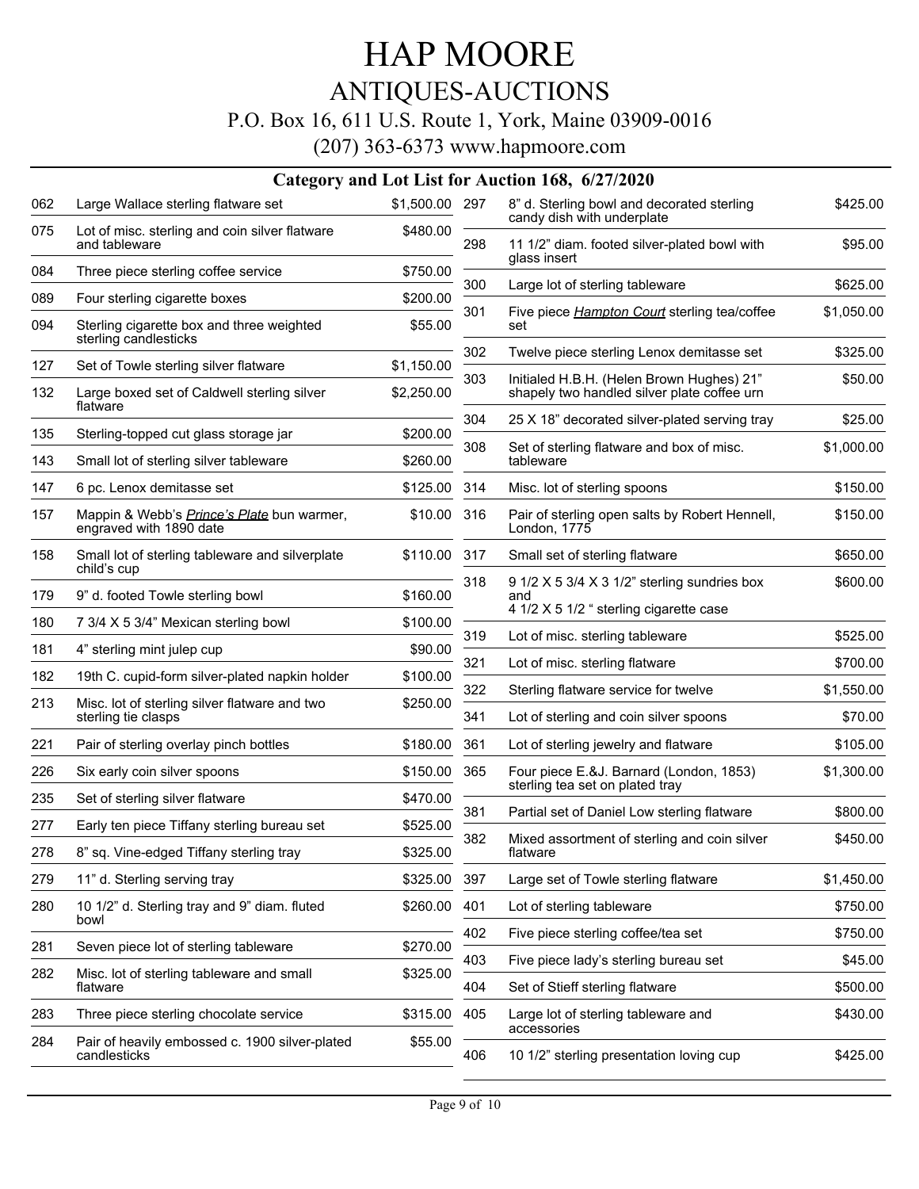# HAP MOORE

## ANTIQUES-AUCTIONS

P.O. Box 16, 611 U.S. Route 1, York, Maine 03909-0016

(207) 363-6373 www.hapmoore.com

### Category and Lot List for Auction 168, 6/27/2020

| | | |
|---|---|---|
| 062 | Large Wallace sterling flatware set | $1,500.00 |
| 075 | Lot of misc. sterling and coin silver flatware and tableware | $480.00 |
| 084 | Three piece sterling coffee service | $750.00 |
| 089 | Four sterling cigarette boxes | $200.00 |
| 094 | Sterling cigarette box and three weighted sterling candlesticks | $55.00 |
| 127 | Set of Towle sterling silver flatware | $1,150.00 |
| 132 | Large boxed set of Caldwell sterling silver flatware | $2,250.00 |
| 135 | Sterling-topped cut glass storage jar | $200.00 |
| 143 | Small lot of sterling silver tableware | $260.00 |
| 147 | 6 pc. Lenox demitasse set | $125.00 |
| 157 | Mappin & Webb's *Prince's Plate* bun warmer, engraved with 1890 date | $10.00 |
| 158 | Small lot of sterling tableware and silverplate child's cup | $110.00 |
| 179 | 9" d. footed Towle sterling bowl | $160.00 |
| 180 | 7 3/4 X 5 3/4" Mexican sterling bowl | $100.00 |
| 181 | 4" sterling mint julep cup | $90.00 |
| 182 | 19th C. cupid-form silver-plated napkin holder | $100.00 |
| 213 | Misc. lot of sterling silver flatware and two sterling tie clasps | $250.00 |
| 221 | Pair of sterling overlay pinch bottles | $180.00 |
| 226 | Six early coin silver spoons | $150.00 |
| 235 | Set of sterling silver flatware | $470.00 |
| 277 | Early ten piece Tiffany sterling bureau set | $525.00 |
| 278 | 8" sq. Vine-edged Tiffany sterling tray | $325.00 |
| 279 | 11" d. Sterling serving tray | $325.00 |
| 280 | 10 1/2" d. Sterling tray and 9" diam. fluted bowl | $260.00 |
| 281 | Seven piece lot of sterling tableware | $270.00 |
| 282 | Misc. lot of sterling tableware and small flatware | $325.00 |
| 283 | Three piece sterling chocolate service | $315.00 |
| 284 | Pair of heavily embossed c. 1900 silver-plated candlesticks | $55.00 |
| 297 | 8" d. Sterling bowl and decorated sterling candy dish with underplate | $425.00 |
| 298 | 11 1/2" diam. footed silver-plated bowl with glass insert | $95.00 |
| 300 | Large lot of sterling tableware | $625.00 |
| 301 | Five piece *Hampton Court* sterling tea/coffee set | $1,050.00 |
| 302 | Twelve piece sterling Lenox demitasse set | $325.00 |
| 303 | Initialed H.B.H. (Helen Brown Hughes) 21" shapely two handled silver plate coffee urn | $50.00 |
| 304 | 25 X 18" decorated silver-plated serving tray | $25.00 |
| 308 | Set of sterling flatware and box of misc. tableware | $1,000.00 |
| 314 | Misc. lot of sterling spoons | $150.00 |
| 316 | Pair of sterling open salts by Robert Hennell, London, 1775 | $150.00 |
| 317 | Small set of sterling flatware | $650.00 |
| 318 | 9 1/2 X 5 3/4 X 3 1/2" sterling sundries box and 4 1/2 X 5 1/2 " sterling cigarette case | $600.00 |
| 319 | Lot of misc. sterling tableware | $525.00 |
| 321 | Lot of misc. sterling flatware | $700.00 |
| 322 | Sterling flatware service for twelve | $1,550.00 |
| 341 | Lot of sterling and coin silver spoons | $70.00 |
| 361 | Lot of sterling jewelry and flatware | $105.00 |
| 365 | Four piece E.&J. Barnard (London, 1853) sterling tea set on plated tray | $1,300.00 |
| 381 | Partial set of Daniel Low sterling flatware | $800.00 |
| 382 | Mixed assortment of sterling and coin silver flatware | $450.00 |
| 397 | Large set of Towle sterling flatware | $1,450.00 |
| 401 | Lot of sterling tableware | $750.00 |
| 402 | Five piece sterling coffee/tea set | $750.00 |
| 403 | Five piece lady's sterling bureau set | $45.00 |
| 404 | Set of Stieff sterling flatware | $500.00 |
| 405 | Large lot of sterling tableware and accessories | $430.00 |
| 406 | 10 1/2" sterling presentation loving cup | $425.00 |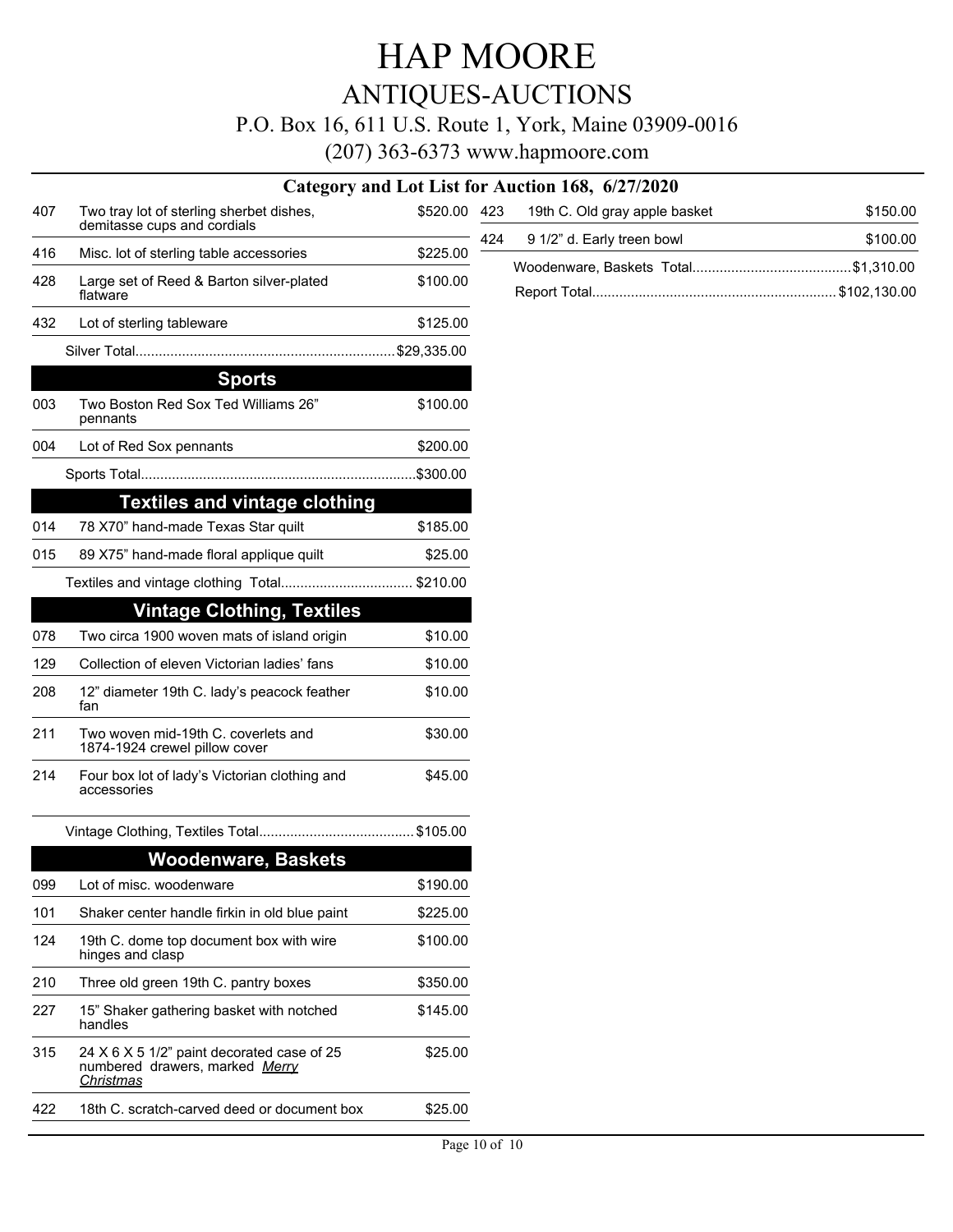# HAP MOORE

## ANTIQUES-AUCTIONS

P.O. Box 16, 611 U.S. Route 1, York, Maine 03909-0016

(207) 363-6373 www.hapmoore.com

### Category and Lot List for Auction 168, 6/27/2020

| | | |
|---|---|---|
| 407 | Two tray lot of sterling sherbet dishes, demitasse cups and cordials | $520.00 |
| 416 | Misc. lot of sterling table accessories | $225.00 |
| 428 | Large set of Reed & Barton silver-plated flatware | $100.00 |
| 432 | Lot of sterling tableware | $125.00 |
| | Silver Total | $29,335.00 |

### Sports

| | | |
|---|---|---|
| 003 | Two Boston Red Sox Ted Williams 26" pennants | $100.00 |
| 004 | Lot of Red Sox pennants | $200.00 |
| | Sports Total | $300.00 |

### Textiles and vintage clothing

| | | |
|---|---|---|
| 014 | 78 X70" hand-made Texas Star quilt | $185.00 |
| 015 | 89 X75" hand-made floral applique quilt | $25.00 |
| | Textiles and vintage clothing Total | $210.00 |

### Vintage Clothing, Textiles

| | | |
|---|---|---|
| 078 | Two circa 1900 woven mats of island origin | $10.00 |
| 129 | Collection of eleven Victorian ladies' fans | $10.00 |
| 208 | 12" diameter 19th C. lady's peacock feather fan | $10.00 |
| 211 | Two woven mid-19th C. coverlets and 1874-1924 crewel pillow cover | $30.00 |
| 214 | Four box lot of lady's Victorian clothing and accessories | $45.00 |
| | Vintage Clothing, Textiles Total | $105.00 |

### Woodenware, Baskets

| | | |
|---|---|---|
| 099 | Lot of misc. woodenware | $190.00 |
| 101 | Shaker center handle firkin in old blue paint | $225.00 |
| 124 | 19th C. dome top document box with wire hinges and clasp | $100.00 |
| 210 | Three old green 19th C. pantry boxes | $350.00 |
| 227 | 15" Shaker gathering basket with notched handles | $145.00 |
| 315 | 24 X 6 X 5 1/2" paint decorated case of 25 numbered drawers, marked *Merry Christmas* | $25.00 |
| 422 | 18th C. scratch-carved deed or document box | $25.00 |
| 423 | 19th C. Old gray apple basket | $150.00 |
| 424 | 9 1/2" d. Early treen bowl | $100.00 |
| | Woodenware, Baskets Total | $1,310.00 |
| | Report Total | $102,130.00 |